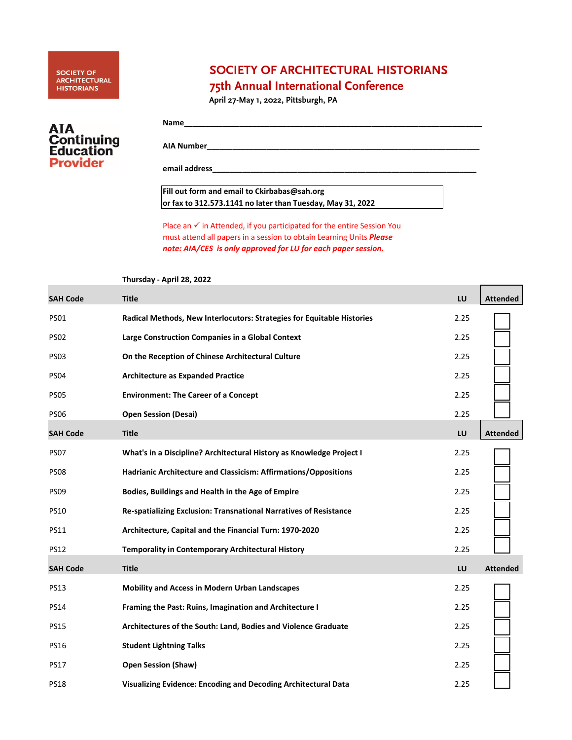SOCIETY OF ARCHITECTURAL HISTORIANS

AIA Continuing Education Provider

# SOCIETY OF ARCHITECTURAL HISTORIANS

## 75th Annual International Conference

**April 27-May 1, 2022, Pittsburgh, PA**

**Name**\_\_\_\_\_\_\_\_\_\_\_\_\_\_\_\_\_\_\_\_\_\_\_\_\_\_\_\_\_\_\_\_\_\_\_\_\_\_\_\_\_\_\_\_\_\_\_\_\_\_\_\_\_\_\_\_\_\_\_\_\_\_\_\_

**AIA Number**\_\_\_\_\_\_\_\_\_\_\_\_\_\_\_\_\_\_\_\_\_\_\_\_\_\_\_\_\_\_\_\_\_\_\_\_\_\_\_\_\_\_\_\_\_\_\_\_\_\_\_\_\_\_\_\_\_\_\_\_

**email address**\_\_\_\_\_\_\_\_\_\_\_\_\_\_\_\_\_\_\_\_\_\_\_\_\_\_\_\_\_\_\_\_\_\_\_\_\_\_\_\_\_\_\_\_\_\_\_\_\_\_\_\_\_\_\_\_\_\_\_\_

**Fill out form and email to Ckirbabas@sah.org or fax to 312.573.1141 no later than Tuesday, May 31, 2022**

Place an ✓ in Attended, if you participated for the entire Session You must attend all papers in a session to obtain Learning Units ***Please note: AIA/CES is only approved for LU for each paper session.***

**Thursday - April 28, 2022**

| SAH Code | Title | LU | Attended |
|---|---|---|---|
| PS01 | **Radical Methods, New Interlocutors: Strategies for Equitable Histories** | 2.25 | ☐ |
| PS02 | **Large Construction Companies in a Global Context** | 2.25 | ☐ |
| PS03 | **On the Reception of Chinese Architectural Culture** | 2.25 | ☐ |
| PS04 | **Architecture as Expanded Practice** | 2.25 | ☐ |
| PS05 | **Environment: The Career of a Concept** | 2.25 | ☐ |
| PS06 | **Open Session (Desai)** | 2.25 | ☐ |
| **SAH Code** | **Title** | **LU** | **Attended** |
| PS07 | **What's in a Discipline? Architectural History as Knowledge Project I** | 2.25 | ☐ |
| PS08 | **Hadrianic Architecture and Classicism: Affirmations/Oppositions** | 2.25 | ☐ |
| PS09 | **Bodies, Buildings and Health in the Age of Empire** | 2.25 | ☐ |
| PS10 | **Re-spatializing Exclusion: Transnational Narratives of Resistance** | 2.25 | ☐ |
| PS11 | **Architecture, Capital and the Financial Turn: 1970-2020** | 2.25 | ☐ |
| PS12 | **Temporality in Contemporary Architectural History** | 2.25 | ☐ |
| **SAH Code** | **Title** | **LU** | **Attended** |
| PS13 | **Mobility and Access in Modern Urban Landscapes** | 2.25 | ☐ |
| PS14 | **Framing the Past: Ruins, Imagination and Architecture I** | 2.25 | ☐ |
| PS15 | **Architectures of the South: Land, Bodies and Violence Graduate** | 2.25 | ☐ |
| PS16 | **Student Lightning Talks** | 2.25 | ☐ |
| PS17 | **Open Session (Shaw)** | 2.25 | ☐ |
| PS18 | **Visualizing Evidence: Encoding and Decoding Architectural Data** | 2.25 | ☐ |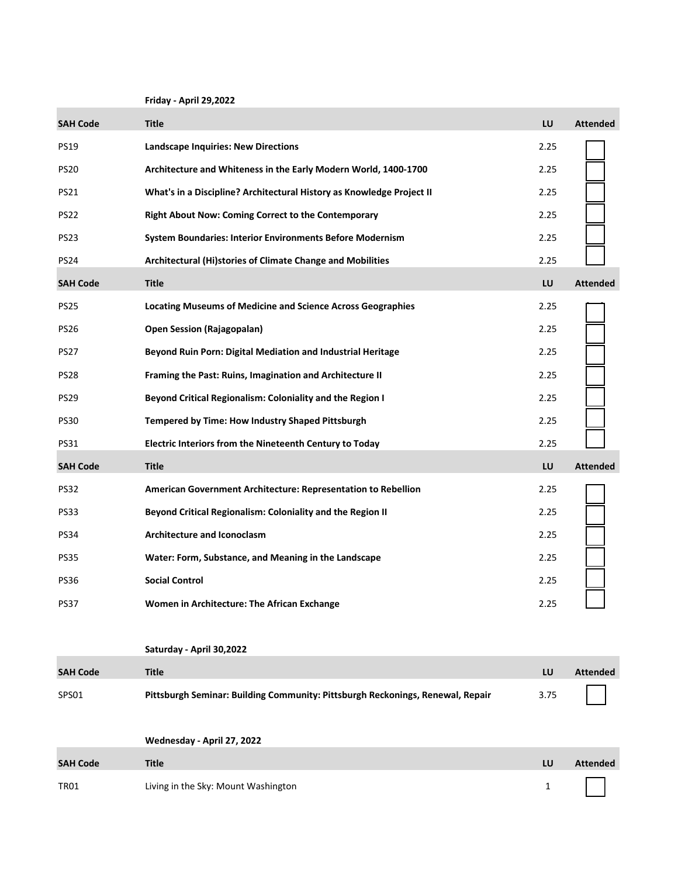**Friday - April 29,2022**

| SAH Code | Title | LU | Attended |
| --- | --- | --- | --- |
| PS19 | **Landscape Inquiries: New Directions** | 2.25 | ☐ |
| PS20 | **Architecture and Whiteness in the Early Modern World, 1400-1700** | 2.25 | ☐ |
| PS21 | **What's in a Discipline? Architectural History as Knowledge Project II** | 2.25 | ☐ |
| PS22 | **Right About Now: Coming Correct to the Contemporary** | 2.25 | ☐ |
| PS23 | **System Boundaries: Interior Environments Before Modernism** | 2.25 | ☐ |
| PS24 | **Architectural (Hi)stories of Climate Change and Mobilities** | 2.25 | ☐ |

| SAH Code | Title | LU | Attended |
| --- | --- | --- | --- |
| PS25 | **Locating Museums of Medicine and Science Across Geographies** | 2.25 | ☐ |
| PS26 | **Open Session (Rajagopalan)** | 2.25 | ☐ |
| PS27 | **Beyond Ruin Porn: Digital Mediation and Industrial Heritage** | 2.25 | ☐ |
| PS28 | **Framing the Past: Ruins, Imagination and Architecture II** | 2.25 | ☐ |
| PS29 | **Beyond Critical Regionalism: Coloniality and the Region I** | 2.25 | ☐ |
| PS30 | **Tempered by Time: How Industry Shaped Pittsburgh** | 2.25 | ☐ |
| PS31 | **Electric Interiors from the Nineteenth Century to Today** | 2.25 | ☐ |

| SAH Code | Title | LU | Attended |
| --- | --- | --- | --- |
| PS32 | **American Government Architecture: Representation to Rebellion** | 2.25 | ☐ |
| PS33 | **Beyond Critical Regionalism: Coloniality and the Region II** | 2.25 | ☐ |
| PS34 | **Architecture and Iconoclasm** | 2.25 | ☐ |
| PS35 | **Water: Form, Substance, and Meaning in the Landscape** | 2.25 | ☐ |
| PS36 | **Social Control** | 2.25 | ☐ |
| PS37 | **Women in Architecture: The African Exchange** | 2.25 | ☐ |

**Saturday - April 30,2022**

| SAH Code | Title | LU | Attended |
| --- | --- | --- | --- |
| SPS01 | **Pittsburgh Seminar: Building Community: Pittsburgh Reckonings, Renewal, Repair** | 3.75 | ☐ |

**Wednesday - April 27, 2022**

| SAH Code | Title | LU | Attended |
| --- | --- | --- | --- |
| TR01 | Living in the Sky: Mount Washington | 1 | ☐ |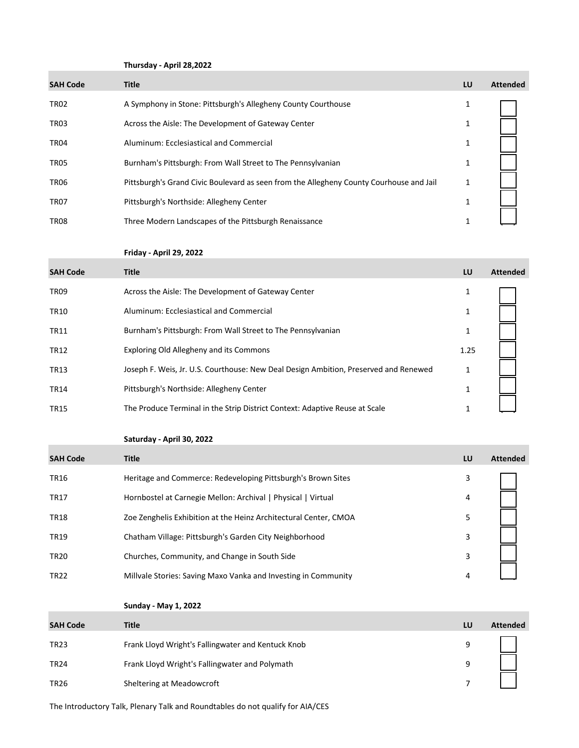**Thursday - April 28,2022**

| SAH Code | Title | LU | Attended |
|---|---|---|---|
| TR02 | A Symphony in Stone: Pittsburgh's Allegheny County Courthouse | 1 | |
| TR03 | Across the Aisle: The Development of Gateway Center | 1 | |
| TR04 | Aluminum: Ecclesiastical and Commercial | 1 | |
| TR05 | Burnham's Pittsburgh: From Wall Street to The Pennsylvanian | 1 | |
| TR06 | Pittsburgh's Grand Civic Boulevard as seen from the Allegheny County Courhouse and Jail | 1 | |
| TR07 | Pittsburgh's Northside: Allegheny Center | 1 | |
| TR08 | Three Modern Landscapes of the Pittsburgh Renaissance | 1 | |

**Friday - April 29, 2022**

| SAH Code | Title | LU | Attended |
|---|---|---|---|
| TR09 | Across the Aisle: The Development of Gateway Center | 1 | |
| TR10 | Aluminum: Ecclesiastical and Commercial | 1 | |
| TR11 | Burnham's Pittsburgh: From Wall Street to The Pennsylvanian | 1 | |
| TR12 | Exploring Old Allegheny and its Commons | 1.25 | |
| TR13 | Joseph F. Weis, Jr. U.S. Courthouse: New Deal Design Ambition, Preserved and Renewed | 1 | |
| TR14 | Pittsburgh's Northside: Allegheny Center | 1 | |
| TR15 | The Produce Terminal in the Strip District Context: Adaptive Reuse at Scale | 1 | |

**Saturday - April 30, 2022**

| SAH Code | Title | LU | Attended |
|---|---|---|---|
| TR16 | Heritage and Commerce: Redeveloping Pittsburgh's Brown Sites | 3 | |
| TR17 | Hornbostel at Carnegie Mellon: Archival \| Physical \| Virtual | 4 | |
| TR18 | Zoe Zenghelis Exhibition at the Heinz Architectural Center, CMOA | 5 | |
| TR19 | Chatham Village: Pittsburgh's Garden City Neighborhood | 3 | |
| TR20 | Churches, Community, and Change in South Side | 3 | |
| TR22 | Millvale Stories: Saving Maxo Vanka and Investing in Community | 4 | |

**Sunday - May 1, 2022**

| SAH Code | Title | LU | Attended |
|---|---|---|---|
| TR23 | Frank Lloyd Wright's Fallingwater and Kentuck Knob | 9 | |
| TR24 | Frank Lloyd Wright's Fallingwater and Polymath | 9 | |
| TR26 | Sheltering at Meadowcroft | 7 | |

The Introductory Talk, Plenary Talk and Roundtables do not qualify for AIA/CES